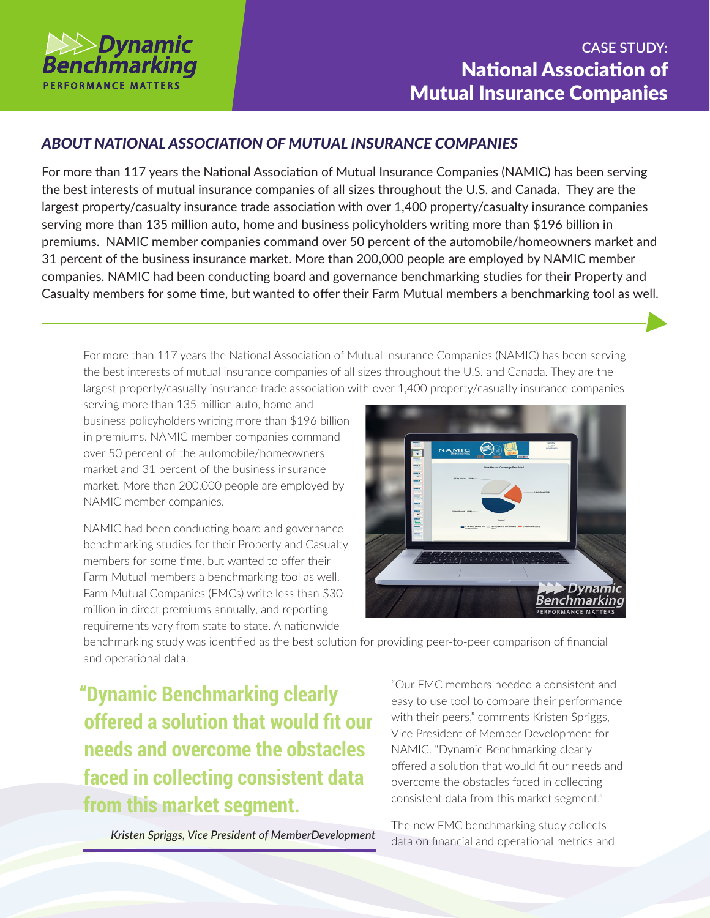Dynamic Benchmarking
PERFORMANCE MATTERS

# CASE STUDY: National Association of Mutual Insurance Companies

## *ABOUT NATIONAL ASSOCIATION OF MUTUAL INSURANCE COMPANIES*

For more than 117 years the National Association of Mutual Insurance Companies (NAMIC) has been serving the best interests of mutual insurance companies of all sizes throughout the U.S. and Canada. They are the largest property/casualty insurance trade association with over 1,400 property/casualty insurance companies serving more than 135 million auto, home and business policyholders writing more than $196 billion in premiums. NAMIC member companies command over 50 percent of the automobile/homeowners market and 31 percent of the business insurance market. More than 200,000 people are employed by NAMIC member companies. NAMIC had been conducting board and governance benchmarking studies for their Property and Casualty members for some time, but wanted to offer their Farm Mutual members a benchmarking tool as well.

For more than 117 years the National Association of Mutual Insurance Companies (NAMIC) has been serving the best interests of mutual insurance companies of all sizes throughout the U.S. and Canada. They are the largest property/casualty insurance trade association with over 1,400 property/casualty insurance companies serving more than 135 million auto, home and business policyholders writing more than $196 billion in premiums. NAMIC member companies command over 50 percent of the automobile/homeowners market and 31 percent of the business insurance market. More than 200,000 people are employed by NAMIC member companies.

NAMIC had been conducting board and governance benchmarking studies for their Property and Casualty members for some time, but wanted to offer their Farm Mutual members a benchmarking tool as well. Farm Mutual Companies (FMCs) write less than $30 million in direct premiums annually, and reporting requirements vary from state to state. A nationwide benchmarking study was identified as the best solution for providing peer-to-peer comparison of financial and operational data.

> **"Dynamic Benchmarking clearly offered a solution that would fit our needs and overcome the obstacles faced in collecting consistent data from this market segment.**
>
> *Kristen Spriggs, Vice President of MemberDevelopment*

"Our FMC members needed a consistent and easy to use tool to compare their performance with their peers," comments Kristen Spriggs, Vice President of Member Development for NAMIC. "Dynamic Benchmarking clearly offered a solution that would fit our needs and overcome the obstacles faced in collecting consistent data from this market segment."

The new FMC benchmarking study collects data on financial and operational metrics and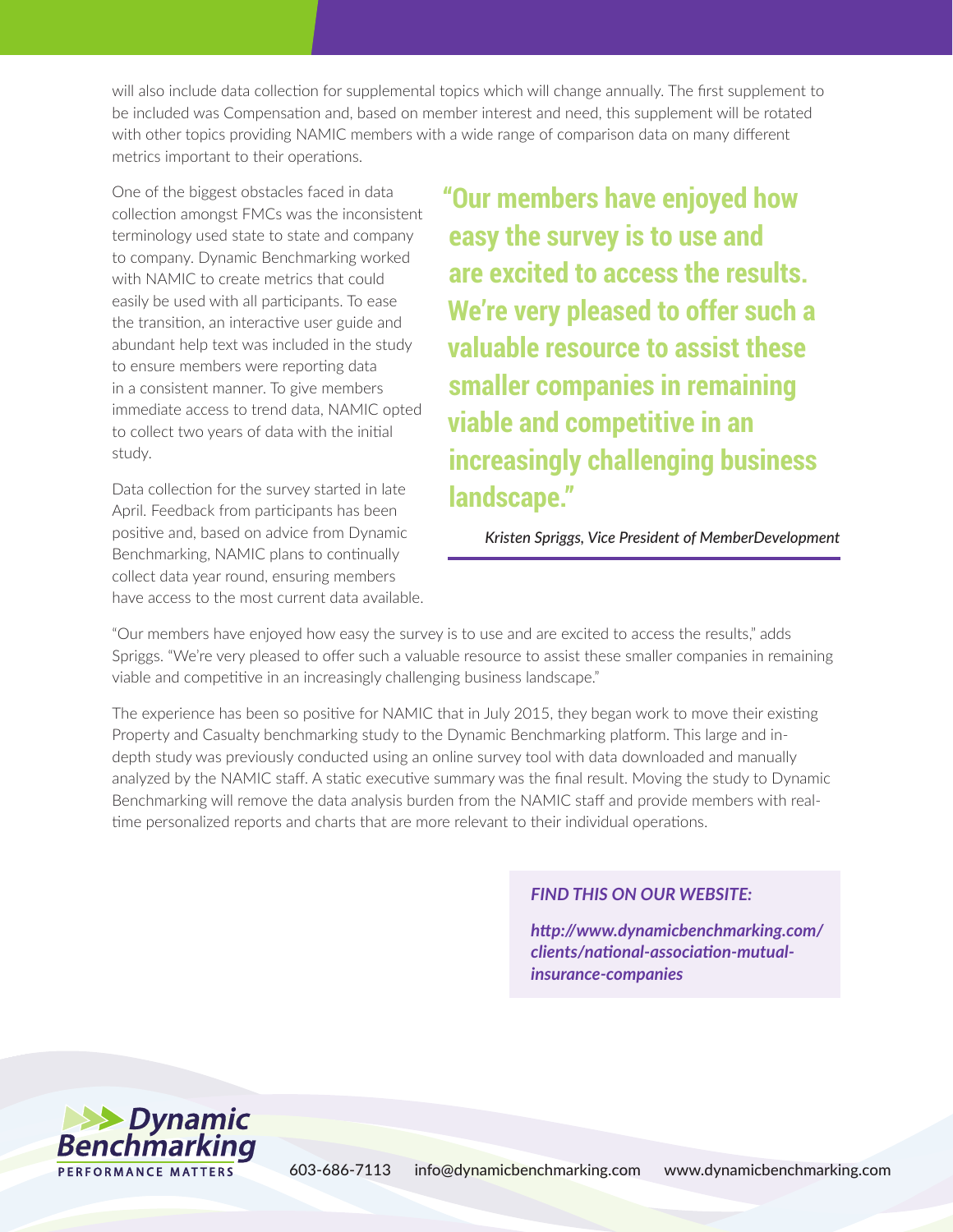will also include data collection for supplemental topics which will change annually. The first supplement to be included was Compensation and, based on member interest and need, this supplement will be rotated with other topics providing NAMIC members with a wide range of comparison data on many different metrics important to their operations.

One of the biggest obstacles faced in data collection amongst FMCs was the inconsistent terminology used state to state and company to company. Dynamic Benchmarking worked with NAMIC to create metrics that could easily be used with all participants. To ease the transition, an interactive user guide and abundant help text was included in the study to ensure members were reporting data in a consistent manner. To give members immediate access to trend data, NAMIC opted to collect two years of data with the initial study.

Data collection for the survey started in late April. Feedback from participants has been positive and, based on advice from Dynamic Benchmarking, NAMIC plans to continually collect data year round, ensuring members have access to the most current data available.

> **"Our members have enjoyed how easy the survey is to use and are excited to access the results. We're very pleased to offer such a valuable resource to assist these smaller companies in remaining viable and competitive in an increasingly challenging business landscape."**
>
> *Kristen Spriggs, Vice President of MemberDevelopment*

"Our members have enjoyed how easy the survey is to use and are excited to access the results," adds Spriggs. "We're very pleased to offer such a valuable resource to assist these smaller companies in remaining viable and competitive in an increasingly challenging business landscape."

The experience has been so positive for NAMIC that in July 2015, they began work to move their existing Property and Casualty benchmarking study to the Dynamic Benchmarking platform. This large and in-depth study was previously conducted using an online survey tool with data downloaded and manually analyzed by the NAMIC staff. A static executive summary was the final result. Moving the study to Dynamic Benchmarking will remove the data analysis burden from the NAMIC staff and provide members with real-time personalized reports and charts that are more relevant to their individual operations.

***FIND THIS ON OUR WEBSITE:***

***http://www.dynamicbenchmarking.com/clients/national-association-mutual-insurance-companies***

Dynamic Benchmarking
PERFORMANCE MATTERS

603-686-7113 info@dynamicbenchmarking.com www.dynamicbenchmarking.com